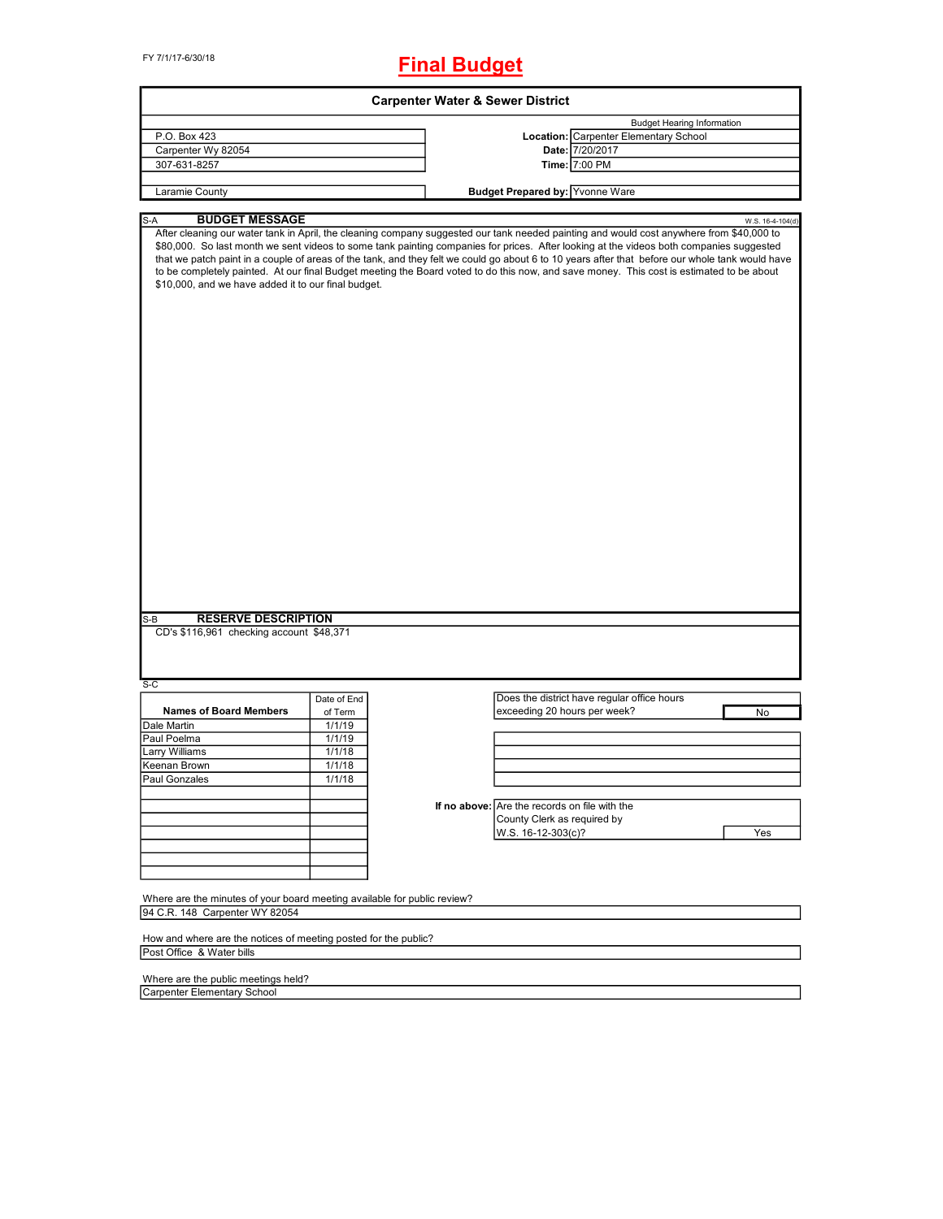FY 7/1/17-6/30/18

# Final Budget

## Carpenter Water & Sewer District

| | | |
|---|---|---|
| P.O. Box 423 | | Budget Hearing Information |
| Carpenter Wy 82054 | **Location:** | Carpenter Elementary School |
| 307-631-8257 | **Date:** | 7/20/2017 |
| | **Time:** | 7:00 PM |
| Laramie County | **Budget Prepared by:** | Yvonne Ware |

S-A **BUDGET MESSAGE** W.S. 16-4-104(d)

After cleaning our water tank in April, the cleaning company suggested our tank needed painting and would cost anywhere from $40,000 to $80,000. So last month we sent videos to some tank painting companies for prices. After looking at the videos both companies suggested that we patch paint in a couple of areas of the tank, and they felt we could go about 6 to 10 years after that before our whole tank would have to be completely painted. At our final Budget meeting the Board voted to do this now, and save money. This cost is estimated to be about $10,000, and we have added it to our final budget.

S-B **RESERVE DESCRIPTION**

CD's $116,961 checking account $48,371

S-C

| Names of Board Members | Date of End of Term |
|---|---|
| Dale Martin | 1/1/19 |
| Paul Poelma | 1/1/19 |
| Larry Williams | 1/1/18 |
| Keenan Brown | 1/1/18 |
| Paul Gonzales | 1/1/18 |

| | |
|---|---|
| Does the district have regular office hours exceeding 20 hours per week? | No |
| **If no above:** Are the records on file with the County Clerk as required by W.S. 16-12-303(c)? | Yes |

Where are the minutes of your board meeting available for public review?

94 C.R. 148 Carpenter WY 82054

How and where are the notices of meeting posted for the public?

Post Office & Water bills

Where are the public meetings held?

Carpenter Elementary School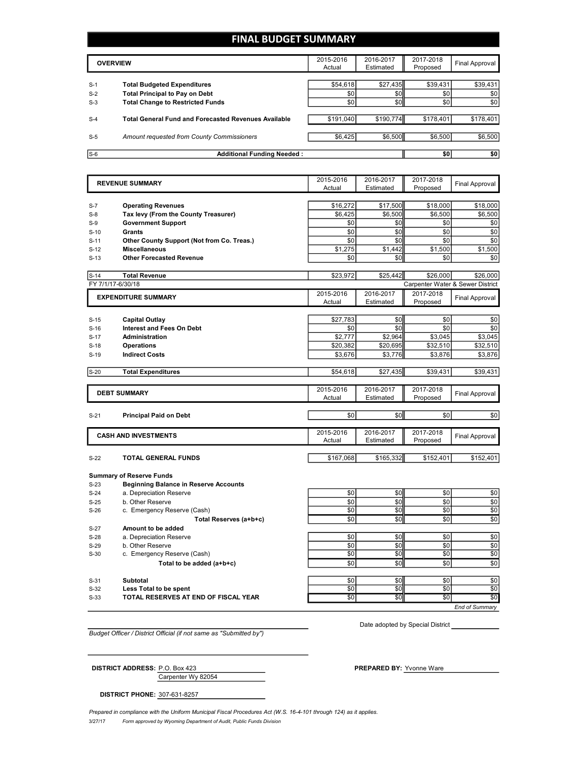# FINAL BUDGET SUMMARY

| | OVERVIEW | 2015-2016 Actual | 2016-2017 Estimated | 2017-2018 Proposed | Final Approval |
|---|---|---|---|---|---|
| S-1 | **Total Budgeted Expenditures** | $54,618 | $27,435 | $39,431 | $39,431 |
| S-2 | **Total Principal to Pay on Debt** | $0 | $0 | $0 | $0 |
| S-3 | **Total Change to Restricted Funds** | $0 | $0 | $0 | $0 |
| S-4 | **Total General Fund and Forecasted Revenues Available** | $191,040 | $190,774 | $178,401 | $178,401 |
| S-5 | *Amount requested from County Commissioners* | $6,425 | $6,500 | $6,500 | $6,500 |
| S-6 | **Additional Funding Needed :** | | | $0 | $0 |

| | REVENUE SUMMARY | 2015-2016 Actual | 2016-2017 Estimated | 2017-2018 Proposed | Final Approval |
|---|---|---|---|---|---|
| S-7 | **Operating Revenues** | $16,272 | $17,500 | $18,000 | $18,000 |
| S-8 | **Tax levy (From the County Treasurer)** | $6,425 | $6,500 | $6,500 | $6,500 |
| S-9 | **Government Support** | $0 | $0 | $0 | $0 |
| S-10 | **Grants** | $0 | $0 | $0 | $0 |
| S-11 | **Other County Support (Not from Co. Treas.)** | $0 | $0 | $0 | $0 |
| S-12 | **Miscellaneous** | $1,275 | $1,442 | $1,500 | $1,500 |
| S-13 | **Other Forecasted Revenue** | $0 | $0 | $0 | $0 |
| S-14 | **Total Revenue** | $23,972 | $25,442 | $26,000 | $26,000 |

FY 7/1/17-6/30/18 — Carpenter Water & Sewer District

| | EXPENDITURE SUMMARY | 2015-2016 Actual | 2016-2017 Estimated | 2017-2018 Proposed | Final Approval |
|---|---|---|---|---|---|
| S-15 | **Capital Outlay** | $27,783 | $0 | $0 | $0 |
| S-16 | **Interest and Fees On Debt** | $0 | $0 | $0 | $0 |
| S-17 | **Administration** | $2,777 | $2,964 | $3,045 | $3,045 |
| S-18 | **Operations** | $20,382 | $20,695 | $32,510 | $32,510 |
| S-19 | **Indirect Costs** | $3,676 | $3,776 | $3,876 | $3,876 |
| S-20 | **Total Expenditures** | $54,618 | $27,435 | $39,431 | $39,431 |

| | DEBT SUMMARY | 2015-2016 Actual | 2016-2017 Estimated | 2017-2018 Proposed | Final Approval |
|---|---|---|---|---|---|
| S-21 | **Principal Paid on Debt** | $0 | $0 | $0 | $0 |

| | CASH AND INVESTMENTS | 2015-2016 Actual | 2016-2017 Estimated | 2017-2018 Proposed | Final Approval |
|---|---|---|---|---|---|
| S-22 | **TOTAL GENERAL FUNDS** | $167,068 | $165,332 | $152,401 | $152,401 |
| | **Summary of Reserve Funds** | | | | |
| S-23 | **Beginning Balance in Reserve Accounts** | | | | |
| S-24 | a. Depreciation Reserve | $0 | $0 | $0 | $0 |
| S-25 | b. Other Reserve | $0 | $0 | $0 | $0 |
| S-26 | c. Emergency Reserve (Cash) | $0 | $0 | $0 | $0 |
| | **Total Reserves (a+b+c)** | $0 | $0 | $0 | $0 |
| S-27 | **Amount to be added** | | | | |
| S-28 | a. Depreciation Reserve | $0 | $0 | $0 | $0 |
| S-29 | b. Other Reserve | $0 | $0 | $0 | $0 |
| S-30 | c. Emergency Reserve (Cash) | $0 | $0 | $0 | $0 |
| | **Total to be added (a+b+c)** | $0 | $0 | $0 | $0 |
| S-31 | **Subtotal** | $0 | $0 | $0 | $0 |
| S-32 | **Less Total to be spent** | $0 | $0 | $0 | $0 |
| S-33 | **TOTAL RESERVES AT END OF FISCAL YEAR** | $0 | $0 | $0 | $0 |

*End of Summary*

*Budget Officer / District Official (if not same as "Submitted by")*

Date adopted by Special District ____________

**DISTRICT ADDRESS:** P.O. Box 423
Carpenter Wy 82054

**PREPARED BY:** Yvonne Ware

**DISTRICT PHONE:** 307-631-8257

*Prepared in compliance with the Uniform Municipal Fiscal Procedures Act (W.S. 16-4-101 through 124) as it applies.*

3/27/17 *Form approved by Wyoming Department of Audit, Public Funds Division*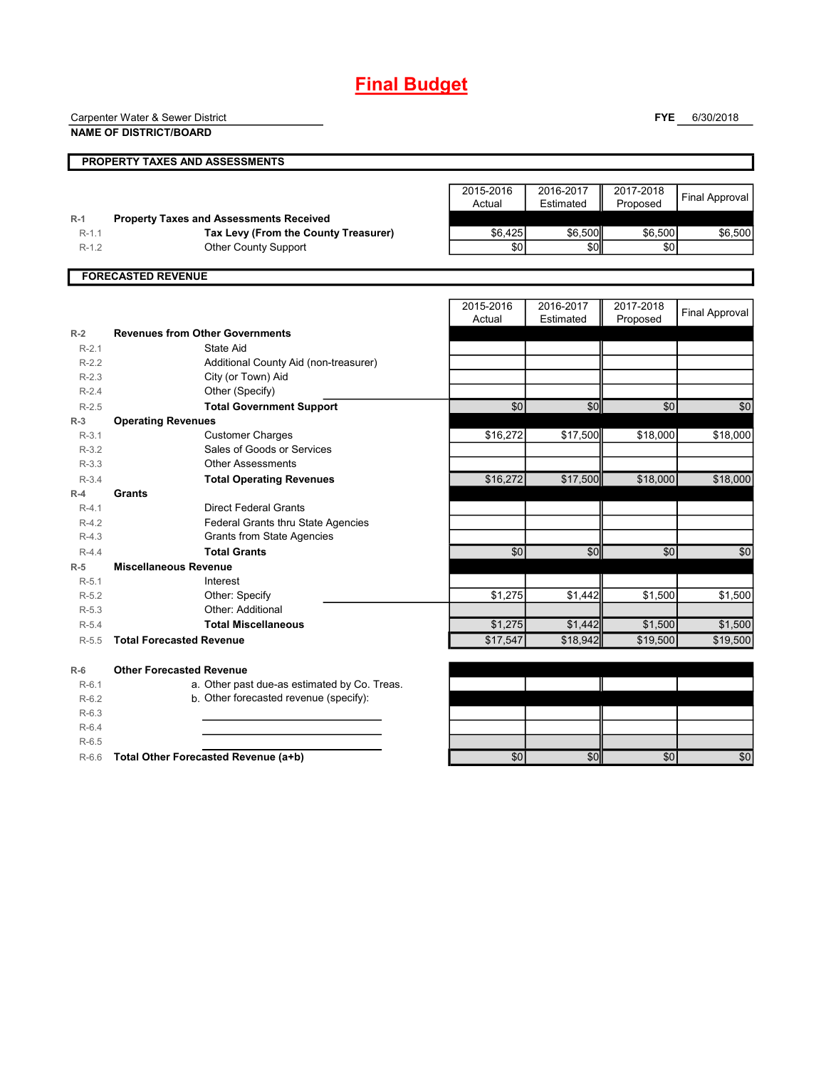# Final Budget

Carpenter Water & Sewer District
**NAME OF DISTRICT/BOARD**

**FYE** 6/30/2018

## PROPERTY TAXES AND ASSESSMENTS

| | | 2015-2016 Actual | 2016-2017 Estimated | 2017-2018 Proposed | Final Approval |
|---|---|---|---|---|---|
| R-1 | **Property Taxes and Assessments Received** | | | | |
| R-1.1 | **Tax Levy (From the County Treasurer)** | $6,425 | $6,500 | $6,500 | $6,500 |
| R-1.2 | Other County Support | $0 | $0 | $0 | |

## FORECASTED REVENUE

| | | 2015-2016 Actual | 2016-2017 Estimated | 2017-2018 Proposed | Final Approval |
|---|---|---|---|---|---|
| R-2 | **Revenues from Other Governments** | | | | |
| R-2.1 | State Aid | | | | |
| R-2.2 | Additional County Aid (non-treasurer) | | | | |
| R-2.3 | City (or Town) Aid | | | | |
| R-2.4 | Other (Specify) | | | | |
| R-2.5 | **Total Government Support** | $0 | $0 | $0 | $0 |
| R-3 | **Operating Revenues** | | | | |
| R-3.1 | Customer Charges | $16,272 | $17,500 | $18,000 | $18,000 |
| R-3.2 | Sales of Goods or Services | | | | |
| R-3.3 | Other Assessments | | | | |
| R-3.4 | **Total Operating Revenues** | $16,272 | $17,500 | $18,000 | $18,000 |
| R-4 | **Grants** | | | | |
| R-4.1 | Direct Federal Grants | | | | |
| R-4.2 | Federal Grants thru State Agencies | | | | |
| R-4.3 | Grants from State Agencies | | | | |
| R-4.4 | **Total Grants** | $0 | $0 | $0 | $0 |
| R-5 | **Miscellaneous Revenue** | | | | |
| R-5.1 | Interest | | | | |
| R-5.2 | Other: Specify | $1,275 | $1,442 | $1,500 | $1,500 |
| R-5.3 | Other: Additional | | | | |
| R-5.4 | **Total Miscellaneous** | $1,275 | $1,442 | $1,500 | $1,500 |
| R-5.5 | **Total Forecasted Revenue** | $17,547 | $18,942 | $19,500 | $19,500 |
| R-6 | **Other Forecasted Revenue** | | | | |
| R-6.1 | a. Other past due-as estimated by Co. Treas. | | | | |
| R-6.2 | b. Other forecasted revenue (specify): | | | | |
| R-6.3 | | | | | |
| R-6.4 | | | | | |
| R-6.5 | | | | | |
| R-6.6 | **Total Other Forecasted Revenue (a+b)** | $0 | $0 | $0 | $0 |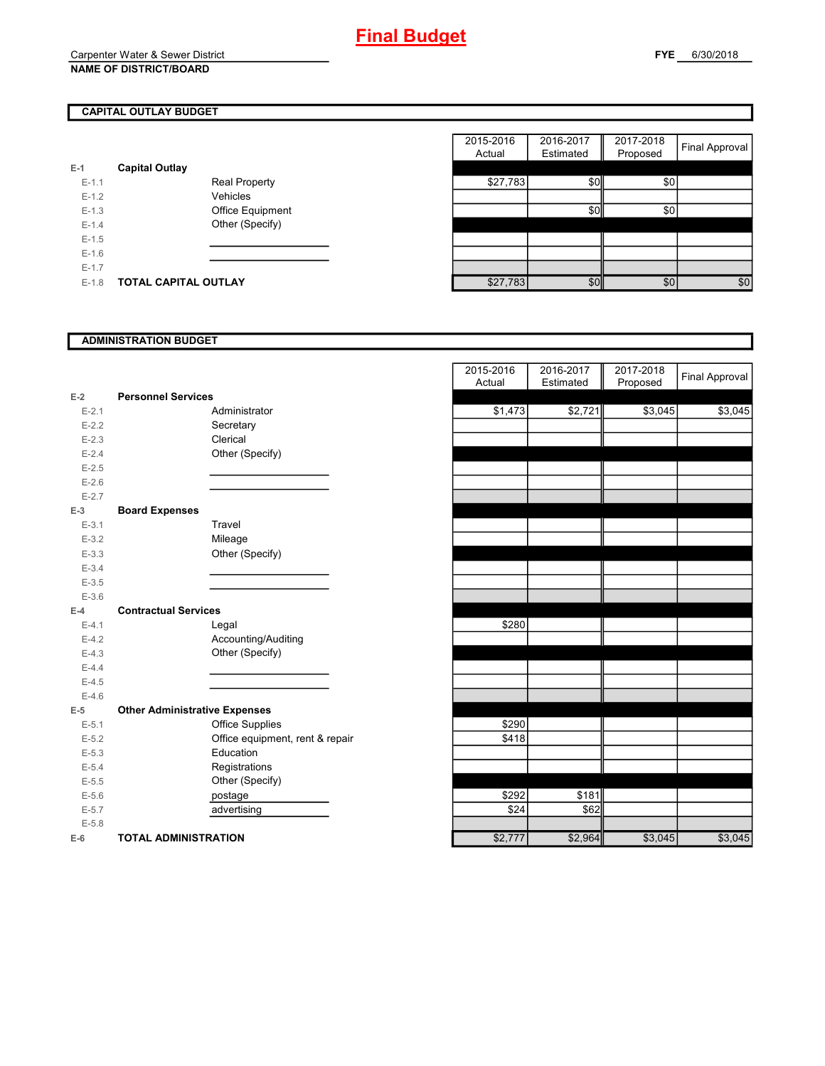# Final Budget

Carpenter Water & Sewer District
**NAME OF DISTRICT/BOARD**

**FYE** 6/30/2018

## CAPITAL OUTLAY BUDGET

| | | | 2015-2016 Actual | 2016-2017 Estimated | 2017-2018 Proposed | Final Approval |
|---|---|---|---|---|---|---|
| E-1 | **Capital Outlay** | | | | | |
| E-1.1 | | Real Property | $27,783 | $0 | $0 | |
| E-1.2 | | Vehicles | | | | |
| E-1.3 | | Office Equipment | | $0 | $0 | |
| E-1.4 | | Other (Specify) | | | | |
| E-1.5 | | | | | | |
| E-1.6 | | | | | | |
| E-1.7 | | | | | | |
| E-1.8 | **TOTAL CAPITAL OUTLAY** | | $27,783 | $0 | $0 | $0 |

## ADMINISTRATION BUDGET

| | | | 2015-2016 Actual | 2016-2017 Estimated | 2017-2018 Proposed | Final Approval |
|---|---|---|---|---|---|---|
| E-2 | **Personnel Services** | | | | | |
| E-2.1 | | Administrator | $1,473 | $2,721 | $3,045 | $3,045 |
| E-2.2 | | Secretary | | | | |
| E-2.3 | | Clerical | | | | |
| E-2.4 | | Other (Specify) | | | | |
| E-2.5 | | | | | | |
| E-2.6 | | | | | | |
| E-2.7 | | | | | | |
| E-3 | **Board Expenses** | | | | | |
| E-3.1 | | Travel | | | | |
| E-3.2 | | Mileage | | | | |
| E-3.3 | | Other (Specify) | | | | |
| E-3.4 | | | | | | |
| E-3.5 | | | | | | |
| E-3.6 | | | | | | |
| E-4 | **Contractual Services** | | | | | |
| E-4.1 | | Legal | $280 | | | |
| E-4.2 | | Accounting/Auditing | | | | |
| E-4.3 | | Other (Specify) | | | | |
| E-4.4 | | | | | | |
| E-4.5 | | | | | | |
| E-4.6 | | | | | | |
| E-5 | **Other Administrative Expenses** | | | | | |
| E-5.1 | | Office Supplies | $290 | | | |
| E-5.2 | | Office equipment, rent & repair | $418 | | | |
| E-5.3 | | Education | | | | |
| E-5.4 | | Registrations | | | | |
| E-5.5 | | Other (Specify) | | | | |
| E-5.6 | | postage | $292 | $181 | | |
| E-5.7 | | advertising | $24 | $62 | | |
| E-5.8 | | | | | | |
| E-6 | **TOTAL ADMINISTRATION** | | $2,777 | $2,964 | $3,045 | $3,045 |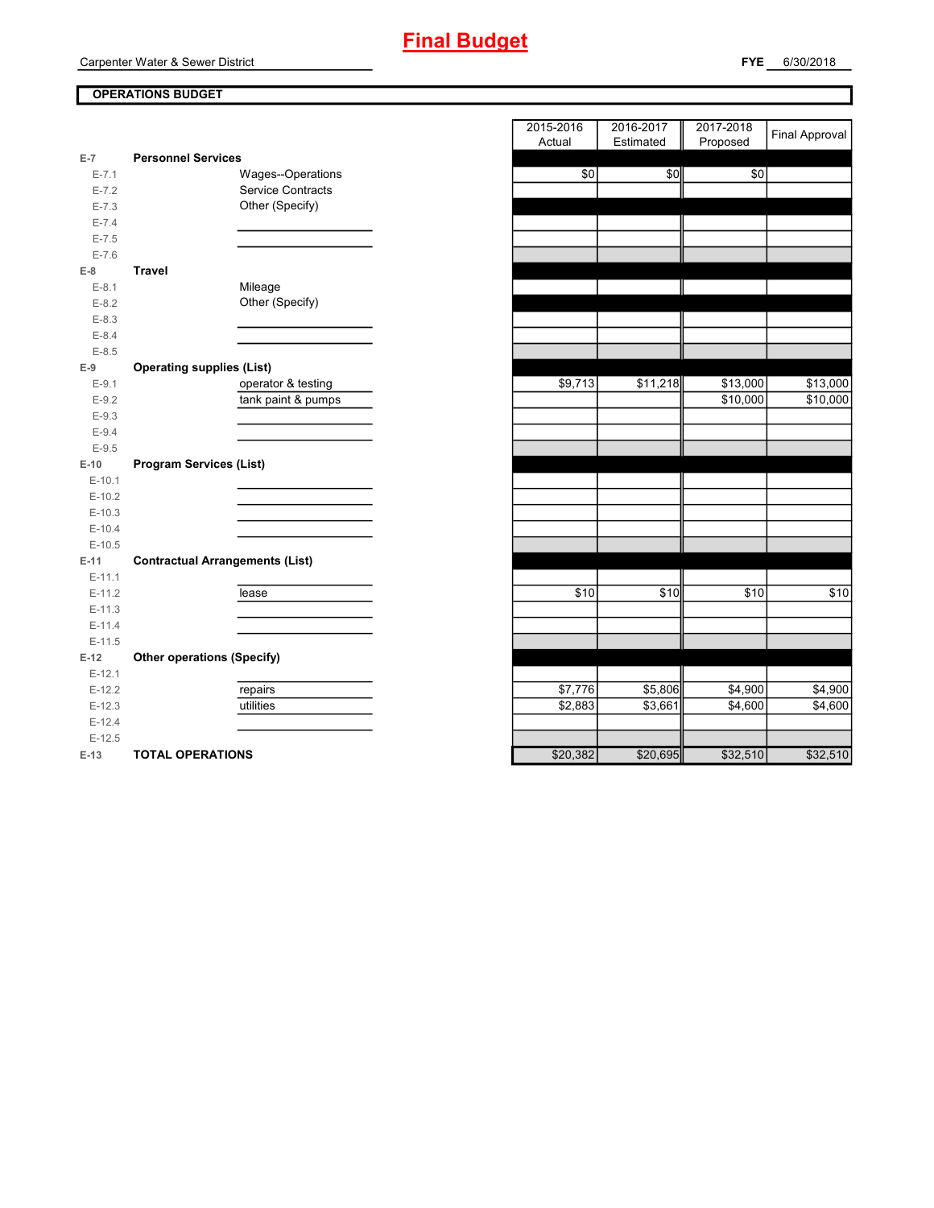# Final Budget

Carpenter Water & Sewer District

**FYE** 6/30/2018

## OPERATIONS BUDGET

| | | | 2015-2016 Actual | 2016-2017 Estimated | 2017-2018 Proposed | Final Approval |
|---|---|---|---|---|---|---|
| E-7 | **Personnel Services** | | | | | |
| E-7.1 | | Wages--Operations | $0 | $0 | $0 | |
| E-7.2 | | Service Contracts | | | | |
| E-7.3 | | Other (Specify) | | | | |
| E-7.4 | | | | | | |
| E-7.5 | | | | | | |
| E-7.6 | | | | | | |
| E-8 | **Travel** | | | | | |
| E-8.1 | | Mileage | | | | |
| E-8.2 | | Other (Specify) | | | | |
| E-8.3 | | | | | | |
| E-8.4 | | | | | | |
| E-8.5 | | | | | | |
| E-9 | **Operating supplies (List)** | | | | | |
| E-9.1 | | operator & testing | $9,713 | $11,218 | $13,000 | $13,000 |
| E-9.2 | | tank paint & pumps | | | $10,000 | $10,000 |
| E-9.3 | | | | | | |
| E-9.4 | | | | | | |
| E-9.5 | | | | | | |
| E-10 | **Program Services (List)** | | | | | |
| E-10.1 | | | | | | |
| E-10.2 | | | | | | |
| E-10.3 | | | | | | |
| E-10.4 | | | | | | |
| E-10.5 | | | | | | |
| E-11 | **Contractual Arrangements (List)** | | | | | |
| E-11.1 | | | | | | |
| E-11.2 | | lease | $10 | $10 | $10 | $10 |
| E-11.3 | | | | | | |
| E-11.4 | | | | | | |
| E-11.5 | | | | | | |
| E-12 | **Other operations (Specify)** | | | | | |
| E-12.1 | | | | | | |
| E-12.2 | | repairs | $7,776 | $5,806 | $4,900 | $4,900 |
| E-12.3 | | utilities | $2,883 | $3,661 | $4,600 | $4,600 |
| E-12.4 | | | | | | |
| E-12.5 | | | | | | |
| E-13 | **TOTAL OPERATIONS** | | $20,382 | $20,695 | $32,510 | $32,510 |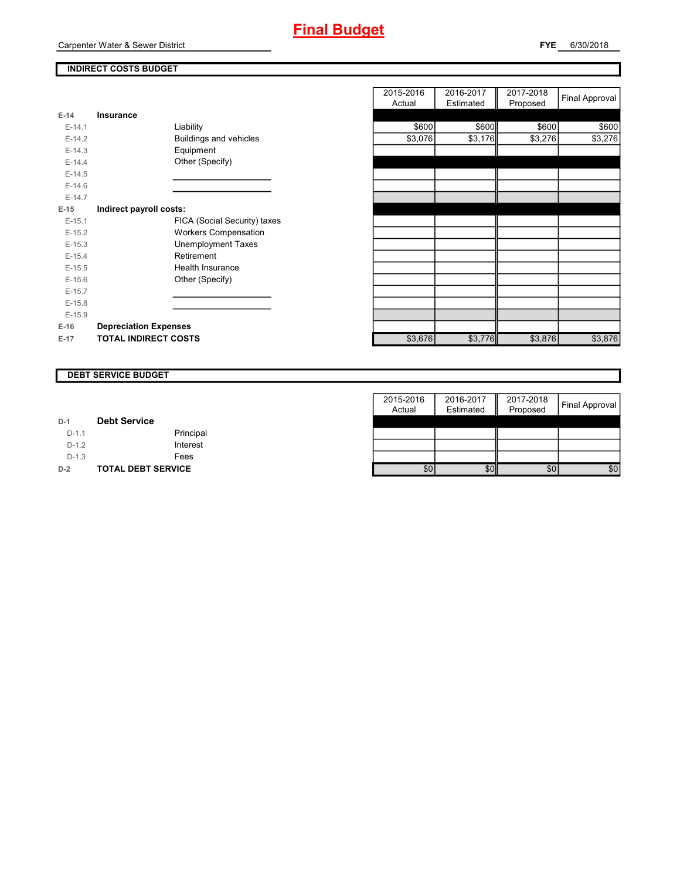# Final Budget

Carpenter Water & Sewer District

**FYE** 6/30/2018

**INDIRECT COSTS BUDGET**

| | | | 2015-2016 Actual | 2016-2017 Estimated | 2017-2018 Proposed | Final Approval |
|---|---|---|---|---|---|---|
| E-14 | **Insurance** | | | | | |
| E-14.1 | | Liability | $600 | $600 | $600 | $600 |
| E-14.2 | | Buildings and vehicles | $3,076 | $3,176 | $3,276 | $3,276 |
| E-14.3 | | Equipment | | | | |
| E-14.4 | | Other (Specify) | | | | |
| E-14.5 | | | | | | |
| E-14.6 | | | | | | |
| E-14.7 | | | | | | |
| E-15 | **Indirect payroll costs:** | | | | | |
| E-15.1 | | FICA (Social Security) taxes | | | | |
| E-15.2 | | Workers Compensation | | | | |
| E-15.3 | | Unemployment Taxes | | | | |
| E-15.4 | | Retirement | | | | |
| E-15.5 | | Health Insurance | | | | |
| E-15.6 | | Other (Specify) | | | | |
| E-15.7 | | | | | | |
| E-15.8 | | | | | | |
| E-15.9 | | | | | | |
| E-16 | **Depreciation Expenses** | | | | | |
| E-17 | **TOTAL INDIRECT COSTS** | | $3,676 | $3,776 | $3,876 | $3,876 |

**DEBT SERVICE BUDGET**

| | | | 2015-2016 Actual | 2016-2017 Estimated | 2017-2018 Proposed | Final Approval |
|---|---|---|---|---|---|---|
| D-1 | **Debt Service** | | | | | |
| D-1.1 | | Principal | | | | |
| D-1.2 | | Interest | | | | |
| D-1.3 | | Fees | | | | |
| D-2 | **TOTAL DEBT SERVICE** | | $0 | $0 | $0 | $0 |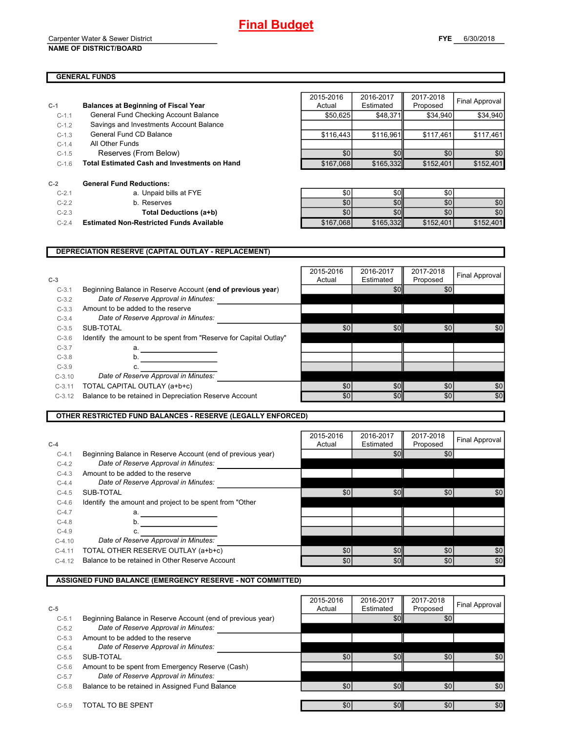# Final Budget

Carpenter Water & Sewer District
**NAME OF DISTRICT/BOARD**

**FYE** 6/30/2018

## GENERAL FUNDS

| | | 2015-2016 Actual | 2016-2017 Estimated | 2017-2018 Proposed | Final Approval |
|---|---|---|---|---|---|
| C-1 | **Balances at Beginning of Fiscal Year** | | | | |
| C-1.1 | General Fund Checking Account Balance | $50,625 | $48,371 | $34,940 | $34,940 |
| C-1.2 | Savings and Investments Account Balance | | | | |
| C-1.3 | General Fund CD Balance | $116,443 | $116,961 | $117,461 | $117,461 |
| C-1.4 | All Other Funds | | | | |
| C-1.5 | Reserves (From Below) | $0 | $0 | $0 | $0 |
| C-1.6 | **Total Estimated Cash and Investments on Hand** | $167,068 | $165,332 | $152,401 | $152,401 |

| | | | | | |
|---|---|---|---|---|---|
| C-2 | **General Fund Reductions:** | | | | |
| C-2.1 | a. Unpaid bills at FYE | $0 | $0 | $0 | |
| C-2.2 | b. Reserves | $0 | $0 | $0 | $0 |
| C-2.3 | **Total Deductions (a+b)** | $0 | $0 | $0 | $0 |
| C-2.4 | **Estimated Non-Restricted Funds Available** | $167,068 | $165,332 | $152,401 | $152,401 |

## DEPRECIATION RESERVE (CAPITAL OUTLAY - REPLACEMENT)

| C-3 | | 2015-2016 Actual | 2016-2017 Estimated | 2017-2018 Proposed | Final Approval |
|---|---|---|---|---|---|
| C-3.1 | Beginning Balance in Reserve Account (**end of previous year**) | | $0 | $0 | |
| C-3.2 | *Date of Reserve Approval in Minutes:* | | | | |
| C-3.3 | Amount to be added to the reserve | | | | |
| C-3.4 | *Date of Reserve Approval in Minutes:* | | | | |
| C-3.5 | SUB-TOTAL | $0 | $0 | $0 | $0 |
| C-3.6 | Identify the amount to be spent from "Reserve for Capital Outlay" | | | | |
| C-3.7 | a. | | | | |
| C-3.8 | b. | | | | |
| C-3.9 | c. | | | | |
| C-3.10 | *Date of Reserve Approval in Minutes:* | | | | |
| C-3.11 | TOTAL CAPITAL OUTLAY (a+b+c) | $0 | $0 | $0 | $0 |
| C-3.12 | Balance to be retained in Depreciation Reserve Account | $0 | $0 | $0 | $0 |

## OTHER RESTRICTED FUND BALANCES - RESERVE (LEGALLY ENFORCED)

| C-4 | | 2015-2016 Actual | 2016-2017 Estimated | 2017-2018 Proposed | Final Approval |
|---|---|---|---|---|---|
| C-4.1 | Beginning Balance in Reserve Account (end of previous year) | | $0 | $0 | |
| C-4.2 | *Date of Reserve Approval in Minutes:* | | | | |
| C-4.3 | Amount to be added to the reserve | | | | |
| C-4.4 | *Date of Reserve Approval in Minutes:* | | | | |
| C-4.5 | SUB-TOTAL | $0 | $0 | $0 | $0 |
| C-4.6 | Identify the amount and project to be spent from "Other | | | | |
| C-4.7 | a. | | | | |
| C-4.8 | b. | | | | |
| C-4.9 | c. | | | | |
| C-4.10 | *Date of Reserve Approval in Minutes:* | | | | |
| C-4.11 | TOTAL OTHER RESERVE OUTLAY (a+b+c) | $0 | $0 | $0 | $0 |
| C-4.12 | Balance to be retained in Other Reserve Account | $0 | $0 | $0 | $0 |

## ASSIGNED FUND BALANCE (EMERGENCY RESERVE - NOT COMMITTED)

| C-5 | | 2015-2016 Actual | 2016-2017 Estimated | 2017-2018 Proposed | Final Approval |
|---|---|---|---|---|---|
| C-5.1 | Beginning Balance in Reserve Account (end of previous year) | | $0 | $0 | |
| C-5.2 | *Date of Reserve Approval in Minutes:* | | | | |
| C-5.3 | Amount to be added to the reserve | | | | |
| C-5.4 | *Date of Reserve Approval in Minutes:* | | | | |
| C-5.5 | SUB-TOTAL | $0 | $0 | $0 | $0 |
| C-5.6 | Amount to be spent from Emergency Reserve (Cash) | | | | |
| C-5.7 | *Date of Reserve Approval in Minutes:* | | | | |
| C-5.8 | Balance to be retained in Assigned Fund Balance | $0 | $0 | $0 | $0 |
| C-5.9 | TOTAL TO BE SPENT | $0 | $0 | $0 | $0 |